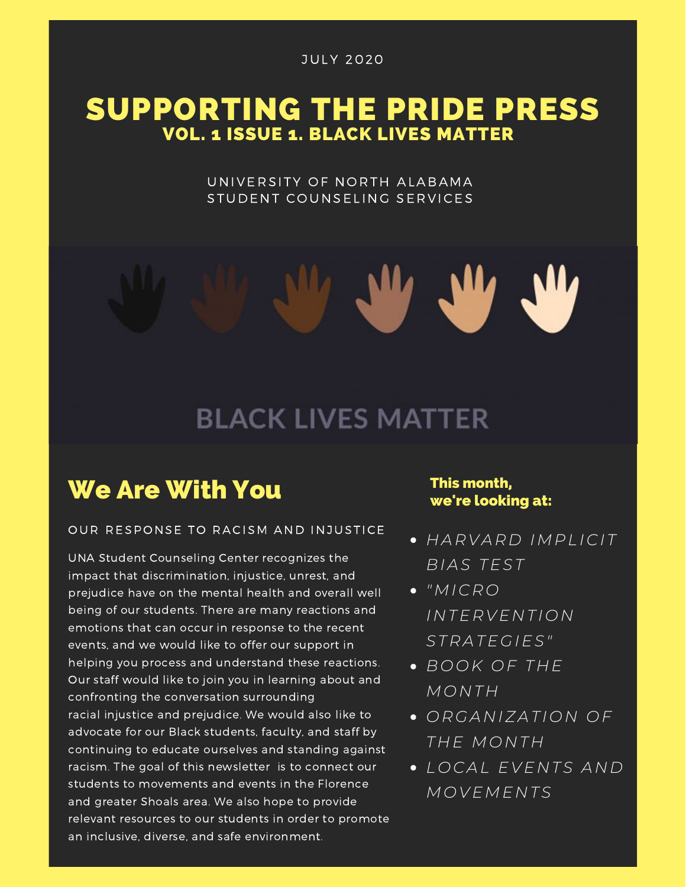JULY 2020

# SUPPORTING THE PRIDE PRESS

## VOL. 1 ISSUE 1. BLACK LIVES MATTER

UNIVERSITY OF NORTH ALABAMA
STUDENT COUNSELING SERVICES

BLACK LIVES MATTER

## We Are With You

OUR RESPONSE TO RACISM AND INJUSTICE

UNA Student Counseling Center recognizes the impact that discrimination, injustice, unrest, and prejudice have on the mental health and overall well being of our students. There are many reactions and emotions that can occur in response to the recent events, and we would like to offer our support in helping you process and understand these reactions. Our staff would like to join you in learning about and confronting the conversation surrounding racial injustice and prejudice. We would also like to advocate for our Black students, faculty, and staff by continuing to educate ourselves and standing against racism. The goal of this newsletter is to connect our students to movements and events in the Florence and greater Shoals area. We also hope to provide relevant resources to our students in order to promote an inclusive, diverse, and safe environment.

### This month, we're looking at:

- *HARVARD IMPLICIT BIAS TEST*
- *"MICRO INTERVENTION STRATEGIES"*
- *BOOK OF THE MONTH*
- *ORGANIZATION OF THE MONTH*
- *LOCAL EVENTS AND MOVEMENTS*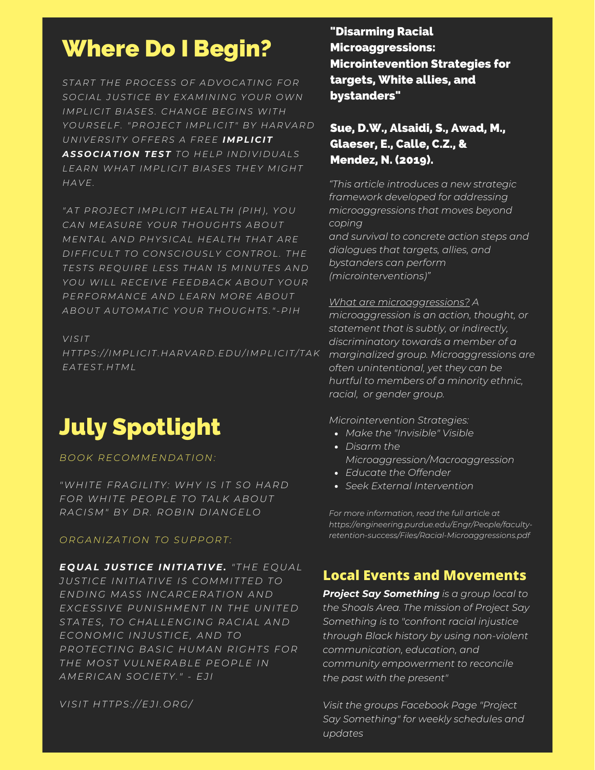## Where Do I Begin?

*START THE PROCESS OF ADVOCATING FOR SOCIAL JUSTICE BY EXAMINING YOUR OWN IMPLICIT BIASES. CHANGE BEGINS WITH YOURSELF. "PROJECT IMPLICIT" BY HARVARD UNIVERSITY OFFERS A FREE* ***IMPLICIT ASSOCIATION TEST*** *TO HELP INDIVIDUALS LEARN WHAT IMPLICIT BIASES THEY MIGHT HAVE.*

*"AT PROJECT IMPLICIT HEALTH (PIH), YOU CAN MEASURE YOUR THOUGHTS ABOUT MENTAL AND PHYSICAL HEALTH THAT ARE DIFFICULT TO CONSCIOUSLY CONTROL. THE TESTS REQUIRE LESS THAN 15 MINUTES AND YOU WILL RECEIVE FEEDBACK ABOUT YOUR PERFORMANCE AND LEARN MORE ABOUT ABOUT AUTOMATIC YOUR THOUGHTS."-PIH*

*VISIT HTTPS://IMPLICIT.HARVARD.EDU/IMPLICIT/TAKEATEST.HTML*

## July Spotlight

*BOOK RECOMMENDATION:*

*"WHITE FRAGILITY: WHY IS IT SO HARD FOR WHITE PEOPLE TO TALK ABOUT RACISM" BY DR. ROBIN DIANGELO*

*ORGANIZATION TO SUPPORT:*

***EQUAL JUSTICE INITIATIVE.*** *"THE EQUAL JUSTICE INITIATIVE IS COMMITTED TO ENDING MASS INCARCERATION AND EXCESSIVE PUNISHMENT IN THE UNITED STATES, TO CHALLENGING RACIAL AND ECONOMIC INJUSTICE, AND TO PROTECTING BASIC HUMAN RIGHTS FOR THE MOST VULNERABLE PEOPLE IN AMERICAN SOCIETY." - EJI*

*VISIT HTTPS://EJI.ORG/*

### "Disarming Racial Microaggressions: Microintevention Strategies for targets, White allies, and bystanders"

**Sue, D.W., Alsaidi, S., Awad, M., Glaeser, E., Calle, C.Z., & Mendez, N. (2019).**

*“This article introduces a new strategic framework developed for addressing microaggressions that moves beyond coping and survival to concrete action steps and dialogues that targets, allies, and bystanders can perform (microinterventions)”*

*<u>What are microaggressions?</u> A microaggression is an action, thought, or statement that is subtly, or indirectly, discriminatory towards a member of a marginalized group. Microaggressions are often unintentional, yet they can be hurtful to members of a minority ethnic, racial, or gender group.*

*Microintervention Strategies:*

- *Make the "Invisible" Visible*
- *Disarm the Microaggression/Macroaggression*
- *Educate the Offender*
- *Seek External Intervention*

*For more information, read the full article at https://engineering.purdue.edu/Engr/People/faculty-retention-success/Files/Racial-Microaggressions.pdf*

## Local Events and Movements

***Project Say Something*** *is a group local to the Shoals Area. The mission of Project Say Something is to "confront racial injustice through Black history by using non-violent communication, education, and community empowerment to reconcile the past with the present"*

*Visit the groups Facebook Page "Project Say Something" for weekly schedules and updates*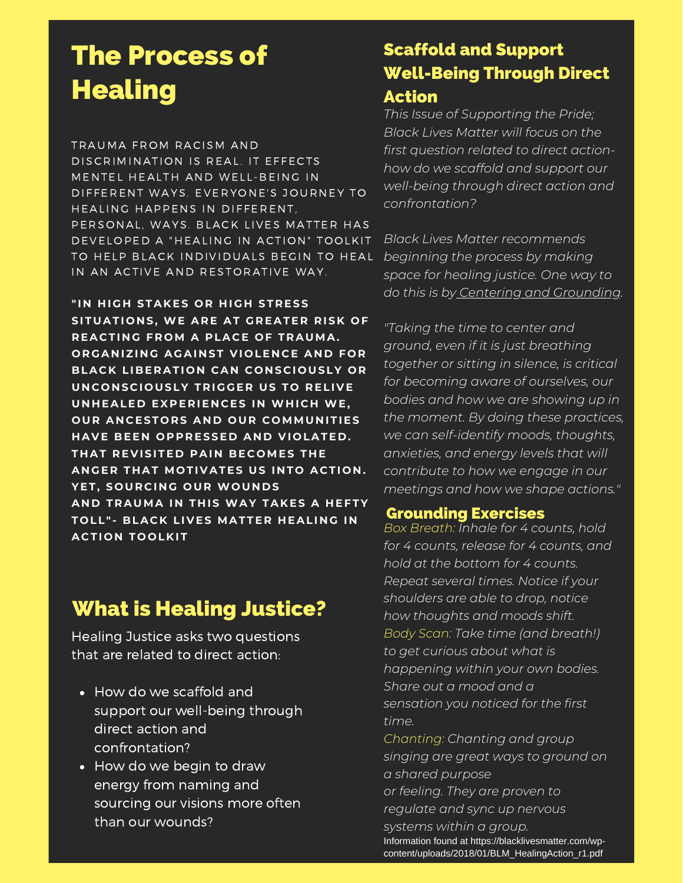# The Process of Healing

TRAUMA FROM RACISM AND DISCRIMINATION IS REAL. IT EFFECTS MENTEL HEALTH AND WELL-BEING IN DIFFERENT WAYS. EVERYONE'S JOURNEY TO HEALING HAPPENS IN DIFFERENT, PERSONAL, WAYS. BLACK LIVES MATTER HAS DEVELOPED A "HEALING IN ACTION" TOOLKIT TO HELP BLACK INDIVIDUALS BEGIN TO HEAL IN AN ACTIVE AND RESTORATIVE WAY.

**"IN HIGH STAKES OR HIGH STRESS SITUATIONS, WE ARE AT GREATER RISK OF REACTING FROM A PLACE OF TRAUMA. ORGANIZING AGAINST VIOLENCE AND FOR BLACK LIBERATION CAN CONSCIOUSLY OR UNCONSCIOUSLY TRIGGER US TO RELIVE UNHEALED EXPERIENCES IN WHICH WE, OUR ANCESTORS AND OUR COMMUNITIES HAVE BEEN OPPRESSED AND VIOLATED. THAT REVISITED PAIN BECOMES THE ANGER THAT MOTIVATES US INTO ACTION. YET, SOURCING OUR WOUNDS AND TRAUMA IN THIS WAY TAKES A HEFTY TOLL"- BLACK LIVES MATTER HEALING IN ACTION TOOLKIT**

## What is Healing Justice?

Healing Justice asks two questions that are related to direct action:

- How do we scaffold and support our well-being through direct action and confrontation?
- How do we begin to draw energy from naming and sourcing our visions more often than our wounds?

## Scaffold and Support Well-Being Through Direct Action

*This Issue of Supporting the Pride; Black Lives Matter will focus on the first question related to direct action- how do we scaffold and support our well-being through direct action and confrontation?*

*Black Lives Matter recommends beginning the process by making space for healing justice. One way to do this is by Centering and Grounding.*

*"Taking the time to center and ground, even if it is just breathing together or sitting in silence, is critical for becoming aware of ourselves, our bodies and how we are showing up in the moment. By doing these practices, we can self-identify moods, thoughts, anxieties, and energy levels that will contribute to how we engage in our meetings and how we shape actions."*

### Grounding Exercises

*Box Breath: Inhale for 4 counts, hold for 4 counts, release for 4 counts, and hold at the bottom for 4 counts. Repeat several times. Notice if your shoulders are able to drop, notice how thoughts and moods shift.*

*Body Scan: Take time (and breath!) to get curious about what is happening within your own bodies. Share out a mood and a sensation you noticed for the first time.*

*Chanting: Chanting and group singing are great ways to ground on a shared purpose or feeling. They are proven to regulate and sync up nervous systems within a group.*

Information found at https://blacklivesmatter.com/wp-content/uploads/2018/01/BLM_HealingAction_r1.pdf